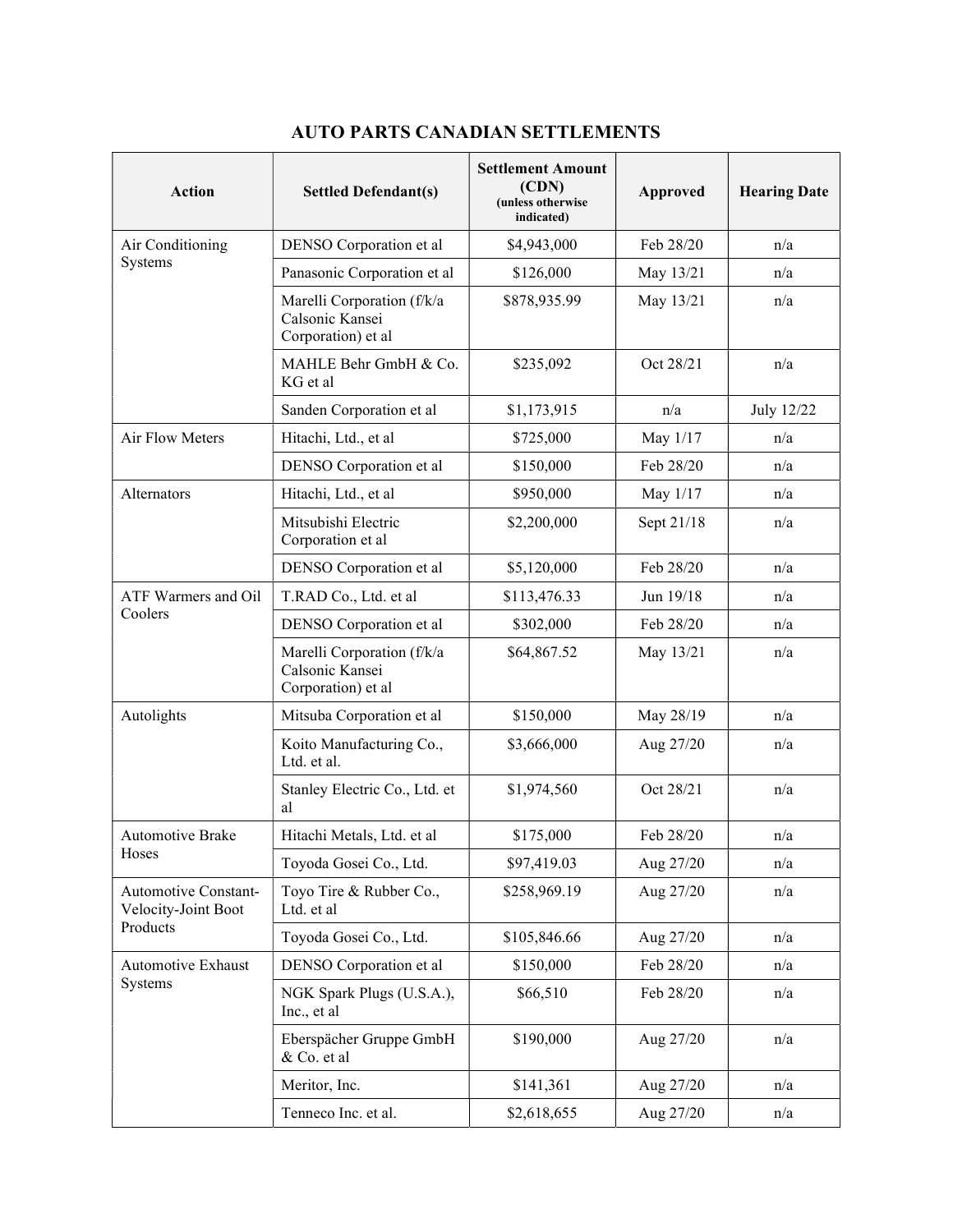# AUTO PARTS CANADIAN SETTLEMENTS

| Action | Settled Defendant(s) | Settlement Amount (CDN) (unless otherwise indicated) | Approved | Hearing Date |
|---|---|---|---|---|
| Air Conditioning Systems | DENSO Corporation et al | $4,943,000 | Feb 28/20 | n/a |
| | Panasonic Corporation et al | $126,000 | May 13/21 | n/a |
| | Marelli Corporation (f/k/a Calsonic Kansei Corporation) et al | $878,935.99 | May 13/21 | n/a |
| | MAHLE Behr GmbH & Co. KG et al | $235,092 | Oct 28/21 | n/a |
| | Sanden Corporation et al | $1,173,915 | n/a | July 12/22 |
| Air Flow Meters | Hitachi, Ltd., et al | $725,000 | May 1/17 | n/a |
| | DENSO Corporation et al | $150,000 | Feb 28/20 | n/a |
| Alternators | Hitachi, Ltd., et al | $950,000 | May 1/17 | n/a |
| | Mitsubishi Electric Corporation et al | $2,200,000 | Sept 21/18 | n/a |
| | DENSO Corporation et al | $5,120,000 | Feb 28/20 | n/a |
| ATF Warmers and Oil Coolers | T.RAD Co., Ltd. et al | $113,476.33 | Jun 19/18 | n/a |
| | DENSO Corporation et al | $302,000 | Feb 28/20 | n/a |
| | Marelli Corporation (f/k/a Calsonic Kansei Corporation) et al | $64,867.52 | May 13/21 | n/a |
| Autolights | Mitsuba Corporation et al | $150,000 | May 28/19 | n/a |
| | Koito Manufacturing Co., Ltd. et al. | $3,666,000 | Aug 27/20 | n/a |
| | Stanley Electric Co., Ltd. et al | $1,974,560 | Oct 28/21 | n/a |
| Automotive Brake Hoses | Hitachi Metals, Ltd. et al | $175,000 | Feb 28/20 | n/a |
| | Toyoda Gosei Co., Ltd. | $97,419.03 | Aug 27/20 | n/a |
| Automotive Constant-Velocity-Joint Boot Products | Toyo Tire & Rubber Co., Ltd. et al | $258,969.19 | Aug 27/20 | n/a |
| | Toyoda Gosei Co., Ltd. | $105,846.66 | Aug 27/20 | n/a |
| Automotive Exhaust Systems | DENSO Corporation et al | $150,000 | Feb 28/20 | n/a |
| | NGK Spark Plugs (U.S.A.), Inc., et al | $66,510 | Feb 28/20 | n/a |
| | Eberspächer Gruppe GmbH & Co. et al | $190,000 | Aug 27/20 | n/a |
| | Meritor, Inc. | $141,361 | Aug 27/20 | n/a |
| | Tenneco Inc. et al. | $2,618,655 | Aug 27/20 | n/a |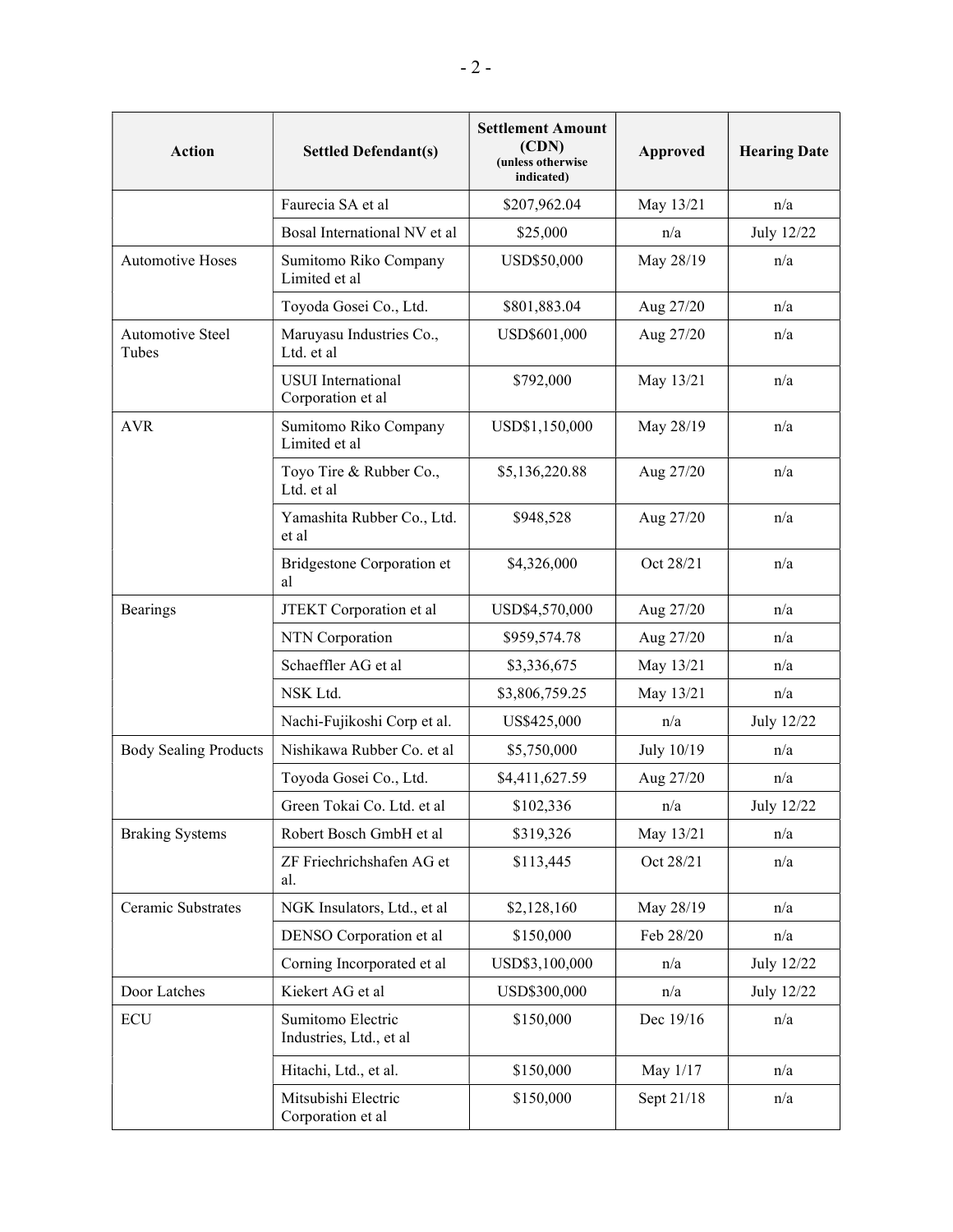| Action | Settled Defendant(s) | Settlement Amount (CDN) (unless otherwise indicated) | Approved | Hearing Date |
| --- | --- | --- | --- | --- |
| | Faurecia SA et al | $207,962.04 | May 13/21 | n/a |
| | Bosal International NV et al | $25,000 | n/a | July 12/22 |
| Automotive Hoses | Sumitomo Riko Company Limited et al | USD$50,000 | May 28/19 | n/a |
| | Toyoda Gosei Co., Ltd. | $801,883.04 | Aug 27/20 | n/a |
| Automotive Steel Tubes | Maruyasu Industries Co., Ltd. et al | USD$601,000 | Aug 27/20 | n/a |
| | USUI International Corporation et al | $792,000 | May 13/21 | n/a |
| AVR | Sumitomo Riko Company Limited et al | USD$1,150,000 | May 28/19 | n/a |
| | Toyo Tire & Rubber Co., Ltd. et al | $5,136,220.88 | Aug 27/20 | n/a |
| | Yamashita Rubber Co., Ltd. et al | $948,528 | Aug 27/20 | n/a |
| | Bridgestone Corporation et al | $4,326,000 | Oct 28/21 | n/a |
| Bearings | JTEKT Corporation et al | USD$4,570,000 | Aug 27/20 | n/a |
| | NTN Corporation | $959,574.78 | Aug 27/20 | n/a |
| | Schaeffler AG et al | $3,336,675 | May 13/21 | n/a |
| | NSK Ltd. | $3,806,759.25 | May 13/21 | n/a |
| | Nachi-Fujikoshi Corp et al. | US$425,000 | n/a | July 12/22 |
| Body Sealing Products | Nishikawa Rubber Co. et al | $5,750,000 | July 10/19 | n/a |
| | Toyoda Gosei Co., Ltd. | $4,411,627.59 | Aug 27/20 | n/a |
| | Green Tokai Co. Ltd. et al | $102,336 | n/a | July 12/22 |
| Braking Systems | Robert Bosch GmbH et al | $319,326 | May 13/21 | n/a |
| | ZF Friechrichshafen AG et al. | $113,445 | Oct 28/21 | n/a |
| Ceramic Substrates | NGK Insulators, Ltd., et al | $2,128,160 | May 28/19 | n/a |
| | DENSO Corporation et al | $150,000 | Feb 28/20 | n/a |
| | Corning Incorporated et al | USD$3,100,000 | n/a | July 12/22 |
| Door Latches | Kiekert AG et al | USD$300,000 | n/a | July 12/22 |
| ECU | Sumitomo Electric Industries, Ltd., et al | $150,000 | Dec 19/16 | n/a |
| | Hitachi, Ltd., et al. | $150,000 | May 1/17 | n/a |
| | Mitsubishi Electric Corporation et al | $150,000 | Sept 21/18 | n/a |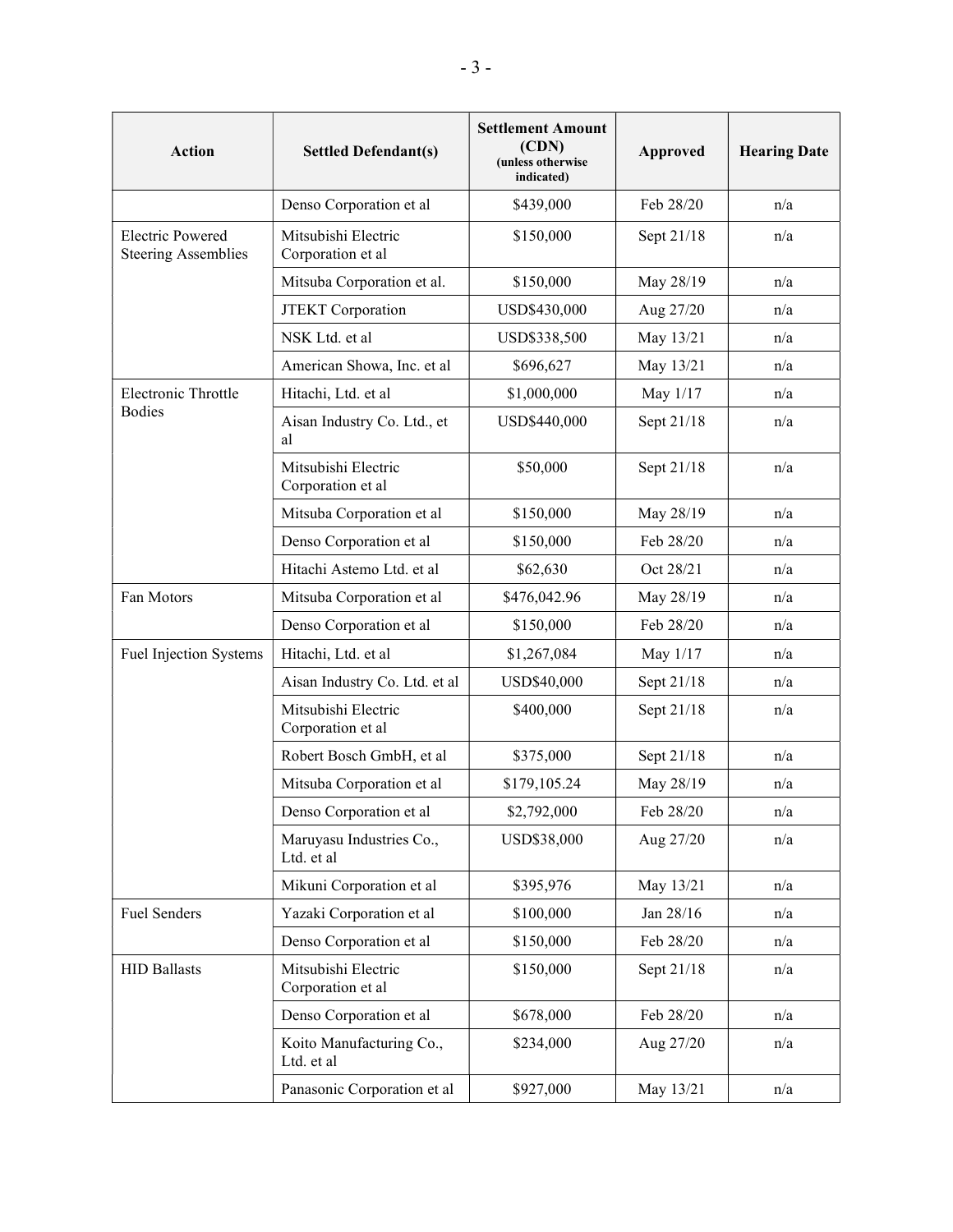| Action | Settled Defendant(s) | Settlement Amount (CDN) (unless otherwise indicated) | Approved | Hearing Date |
|---|---|---|---|---|
| | Denso Corporation et al | $439,000 | Feb 28/20 | n/a |
| Electric Powered Steering Assemblies | Mitsubishi Electric Corporation et al | $150,000 | Sept 21/18 | n/a |
| | Mitsuba Corporation et al. | $150,000 | May 28/19 | n/a |
| | JTEKT Corporation | USD$430,000 | Aug 27/20 | n/a |
| | NSK Ltd. et al | USD$338,500 | May 13/21 | n/a |
| | American Showa, Inc. et al | $696,627 | May 13/21 | n/a |
| Electronic Throttle Bodies | Hitachi, Ltd. et al | $1,000,000 | May 1/17 | n/a |
| | Aisan Industry Co. Ltd., et al | USD$440,000 | Sept 21/18 | n/a |
| | Mitsubishi Electric Corporation et al | $50,000 | Sept 21/18 | n/a |
| | Mitsuba Corporation et al | $150,000 | May 28/19 | n/a |
| | Denso Corporation et al | $150,000 | Feb 28/20 | n/a |
| | Hitachi Astemo Ltd. et al | $62,630 | Oct 28/21 | n/a |
| Fan Motors | Mitsuba Corporation et al | $476,042.96 | May 28/19 | n/a |
| | Denso Corporation et al | $150,000 | Feb 28/20 | n/a |
| Fuel Injection Systems | Hitachi, Ltd. et al | $1,267,084 | May 1/17 | n/a |
| | Aisan Industry Co. Ltd. et al | USD$40,000 | Sept 21/18 | n/a |
| | Mitsubishi Electric Corporation et al | $400,000 | Sept 21/18 | n/a |
| | Robert Bosch GmbH, et al | $375,000 | Sept 21/18 | n/a |
| | Mitsuba Corporation et al | $179,105.24 | May 28/19 | n/a |
| | Denso Corporation et al | $2,792,000 | Feb 28/20 | n/a |
| | Maruyasu Industries Co., Ltd. et al | USD$38,000 | Aug 27/20 | n/a |
| | Mikuni Corporation et al | $395,976 | May 13/21 | n/a |
| Fuel Senders | Yazaki Corporation et al | $100,000 | Jan 28/16 | n/a |
| | Denso Corporation et al | $150,000 | Feb 28/20 | n/a |
| HID Ballasts | Mitsubishi Electric Corporation et al | $150,000 | Sept 21/18 | n/a |
| | Denso Corporation et al | $678,000 | Feb 28/20 | n/a |
| | Koito Manufacturing Co., Ltd. et al | $234,000 | Aug 27/20 | n/a |
| | Panasonic Corporation et al | $927,000 | May 13/21 | n/a |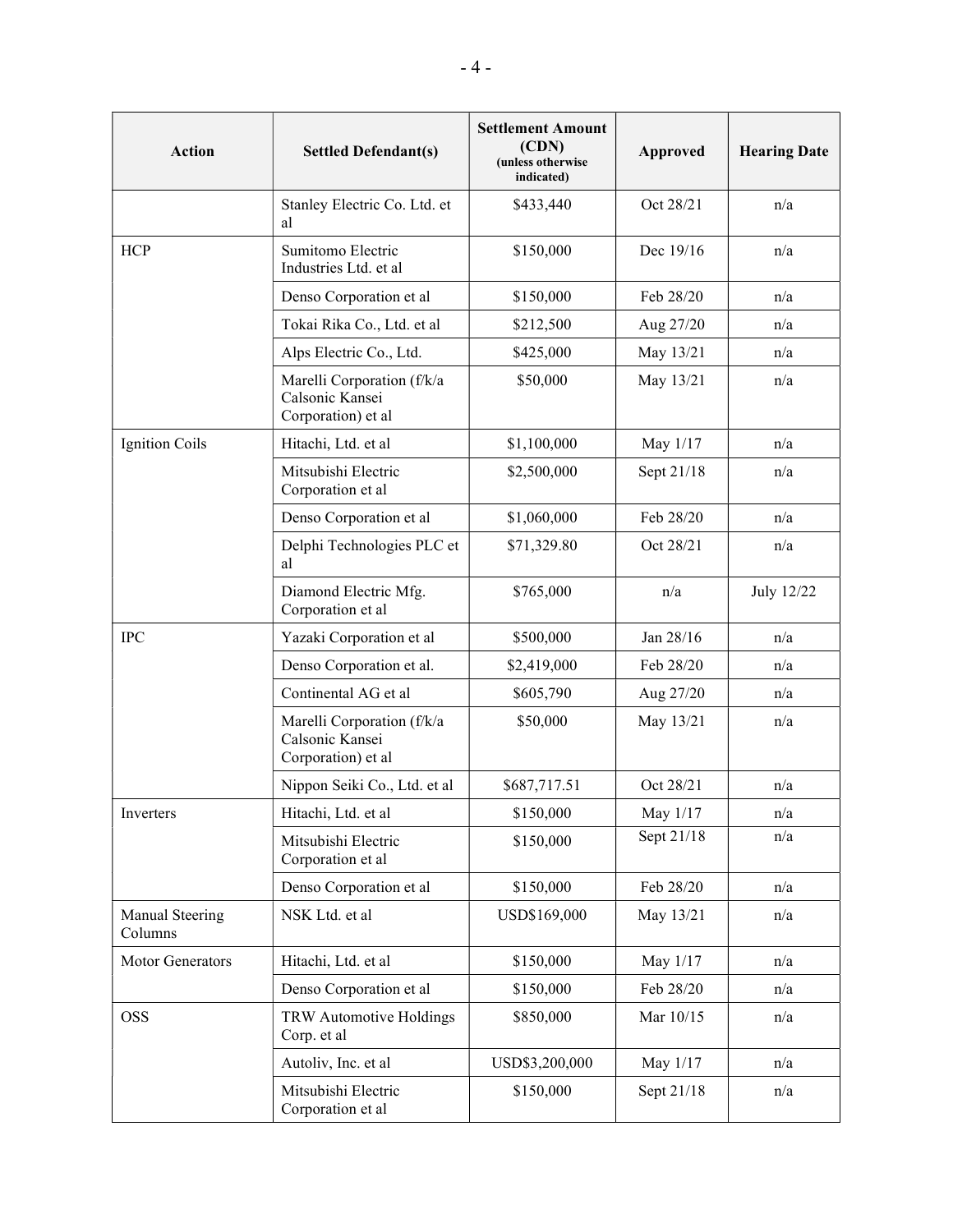| Action | Settled Defendant(s) | Settlement Amount (CDN) (unless otherwise indicated) | Approved | Hearing Date |
|---|---|---|---|---|
| | Stanley Electric Co. Ltd. et al | $433,440 | Oct 28/21 | n/a |
| HCP | Sumitomo Electric Industries Ltd. et al | $150,000 | Dec 19/16 | n/a |
| | Denso Corporation et al | $150,000 | Feb 28/20 | n/a |
| | Tokai Rika Co., Ltd. et al | $212,500 | Aug 27/20 | n/a |
| | Alps Electric Co., Ltd. | $425,000 | May 13/21 | n/a |
| | Marelli Corporation (f/k/a Calsonic Kansei Corporation) et al | $50,000 | May 13/21 | n/a |
| Ignition Coils | Hitachi, Ltd. et al | $1,100,000 | May 1/17 | n/a |
| | Mitsubishi Electric Corporation et al | $2,500,000 | Sept 21/18 | n/a |
| | Denso Corporation et al | $1,060,000 | Feb 28/20 | n/a |
| | Delphi Technologies PLC et al | $71,329.80 | Oct 28/21 | n/a |
| | Diamond Electric Mfg. Corporation et al | $765,000 | n/a | July 12/22 |
| IPC | Yazaki Corporation et al | $500,000 | Jan 28/16 | n/a |
| | Denso Corporation et al. | $2,419,000 | Feb 28/20 | n/a |
| | Continental AG et al | $605,790 | Aug 27/20 | n/a |
| | Marelli Corporation (f/k/a Calsonic Kansei Corporation) et al | $50,000 | May 13/21 | n/a |
| | Nippon Seiki Co., Ltd. et al | $687,717.51 | Oct 28/21 | n/a |
| Inverters | Hitachi, Ltd. et al | $150,000 | May 1/17 | n/a |
| | Mitsubishi Electric Corporation et al | $150,000 | Sept 21/18 | n/a |
| | Denso Corporation et al | $150,000 | Feb 28/20 | n/a |
| Manual Steering Columns | NSK Ltd. et al | USD$169,000 | May 13/21 | n/a |
| Motor Generators | Hitachi, Ltd. et al | $150,000 | May 1/17 | n/a |
| | Denso Corporation et al | $150,000 | Feb 28/20 | n/a |
| OSS | TRW Automotive Holdings Corp. et al | $850,000 | Mar 10/15 | n/a |
| | Autoliv, Inc. et al | USD$3,200,000 | May 1/17 | n/a |
| | Mitsubishi Electric Corporation et al | $150,000 | Sept 21/18 | n/a |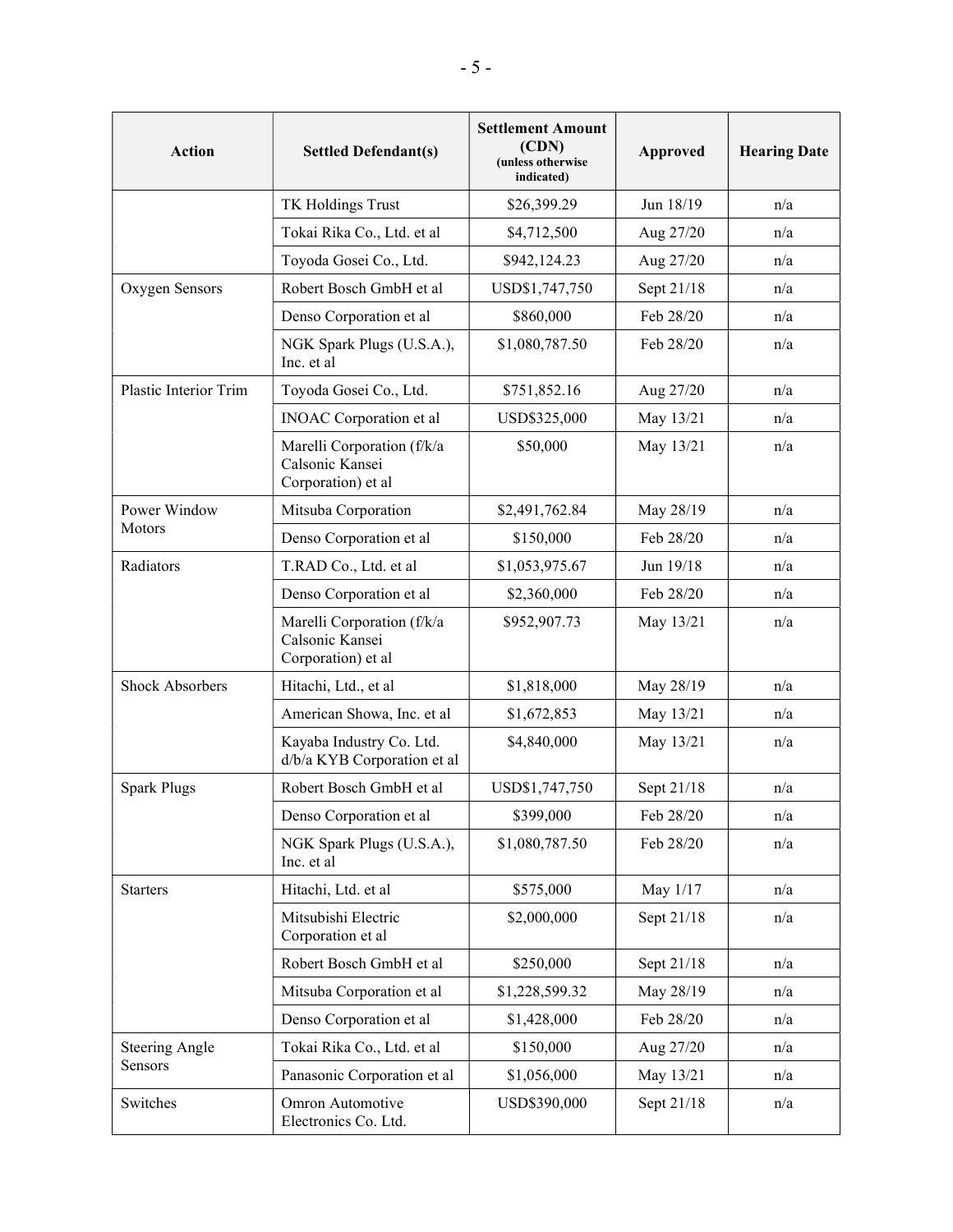| Action | Settled Defendant(s) | Settlement Amount (CDN) (unless otherwise indicated) | Approved | Hearing Date |
|---|---|---|---|---|
| | TK Holdings Trust | $26,399.29 | Jun 18/19 | n/a |
| | Tokai Rika Co., Ltd. et al | $4,712,500 | Aug 27/20 | n/a |
| | Toyoda Gosei Co., Ltd. | $942,124.23 | Aug 27/20 | n/a |
| Oxygen Sensors | Robert Bosch GmbH et al | USD$1,747,750 | Sept 21/18 | n/a |
| | Denso Corporation et al | $860,000 | Feb 28/20 | n/a |
| | NGK Spark Plugs (U.S.A.), Inc. et al | $1,080,787.50 | Feb 28/20 | n/a |
| Plastic Interior Trim | Toyoda Gosei Co., Ltd. | $751,852.16 | Aug 27/20 | n/a |
| | INOAC Corporation et al | USD$325,000 | May 13/21 | n/a |
| | Marelli Corporation (f/k/a Calsonic Kansei Corporation) et al | $50,000 | May 13/21 | n/a |
| Power Window Motors | Mitsuba Corporation | $2,491,762.84 | May 28/19 | n/a |
| | Denso Corporation et al | $150,000 | Feb 28/20 | n/a |
| Radiators | T.RAD Co., Ltd. et al | $1,053,975.67 | Jun 19/18 | n/a |
| | Denso Corporation et al | $2,360,000 | Feb 28/20 | n/a |
| | Marelli Corporation (f/k/a Calsonic Kansei Corporation) et al | $952,907.73 | May 13/21 | n/a |
| Shock Absorbers | Hitachi, Ltd., et al | $1,818,000 | May 28/19 | n/a |
| | American Showa, Inc. et al | $1,672,853 | May 13/21 | n/a |
| | Kayaba Industry Co. Ltd. d/b/a KYB Corporation et al | $4,840,000 | May 13/21 | n/a |
| Spark Plugs | Robert Bosch GmbH et al | USD$1,747,750 | Sept 21/18 | n/a |
| | Denso Corporation et al | $399,000 | Feb 28/20 | n/a |
| | NGK Spark Plugs (U.S.A.), Inc. et al | $1,080,787.50 | Feb 28/20 | n/a |
| Starters | Hitachi, Ltd. et al | $575,000 | May 1/17 | n/a |
| | Mitsubishi Electric Corporation et al | $2,000,000 | Sept 21/18 | n/a |
| | Robert Bosch GmbH et al | $250,000 | Sept 21/18 | n/a |
| | Mitsuba Corporation et al | $1,228,599.32 | May 28/19 | n/a |
| | Denso Corporation et al | $1,428,000 | Feb 28/20 | n/a |
| Steering Angle Sensors | Tokai Rika Co., Ltd. et al | $150,000 | Aug 27/20 | n/a |
| | Panasonic Corporation et al | $1,056,000 | May 13/21 | n/a |
| Switches | Omron Automotive Electronics Co. Ltd. | USD$390,000 | Sept 21/18 | n/a |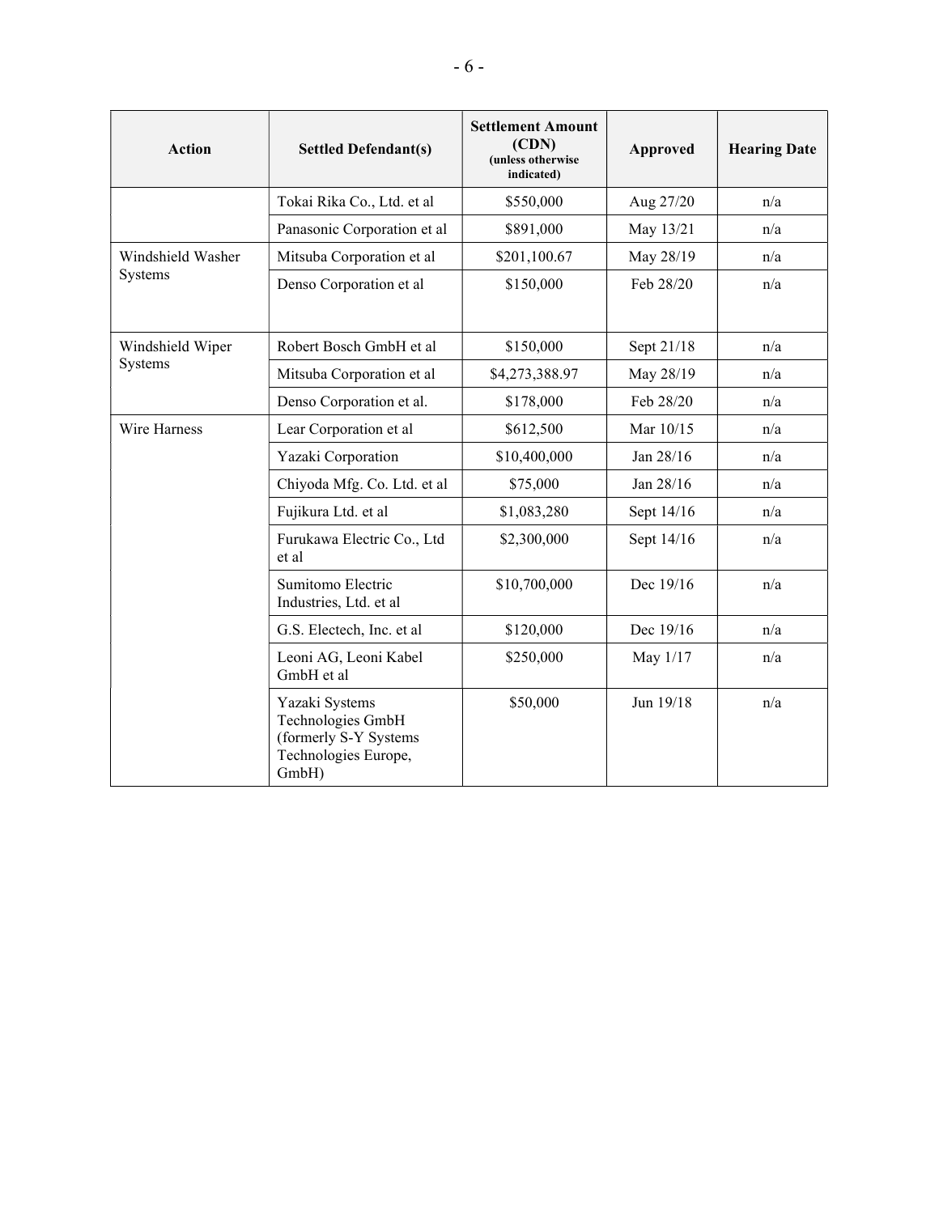| Action | Settled Defendant(s) | Settlement Amount (CDN) (unless otherwise indicated) | Approved | Hearing Date |
|---|---|---|---|---|
| | Tokai Rika Co., Ltd. et al | $550,000 | Aug 27/20 | n/a |
| | Panasonic Corporation et al | $891,000 | May 13/21 | n/a |
| Windshield Washer Systems | Mitsuba Corporation et al | $201,100.67 | May 28/19 | n/a |
| | Denso Corporation et al | $150,000 | Feb 28/20 | n/a |
| Windshield Wiper Systems | Robert Bosch GmbH et al | $150,000 | Sept 21/18 | n/a |
| | Mitsuba Corporation et al | $4,273,388.97 | May 28/19 | n/a |
| | Denso Corporation et al. | $178,000 | Feb 28/20 | n/a |
| Wire Harness | Lear Corporation et al | $612,500 | Mar 10/15 | n/a |
| | Yazaki Corporation | $10,400,000 | Jan 28/16 | n/a |
| | Chiyoda Mfg. Co. Ltd. et al | $75,000 | Jan 28/16 | n/a |
| | Fujikura Ltd. et al | $1,083,280 | Sept 14/16 | n/a |
| | Furukawa Electric Co., Ltd et al | $2,300,000 | Sept 14/16 | n/a |
| | Sumitomo Electric Industries, Ltd. et al | $10,700,000 | Dec 19/16 | n/a |
| | G.S. Electech, Inc. et al | $120,000 | Dec 19/16 | n/a |
| | Leoni AG, Leoni Kabel GmbH et al | $250,000 | May 1/17 | n/a |
| | Yazaki Systems Technologies GmbH (formerly S-Y Systems Technologies Europe, GmbH) | $50,000 | Jun 19/18 | n/a |